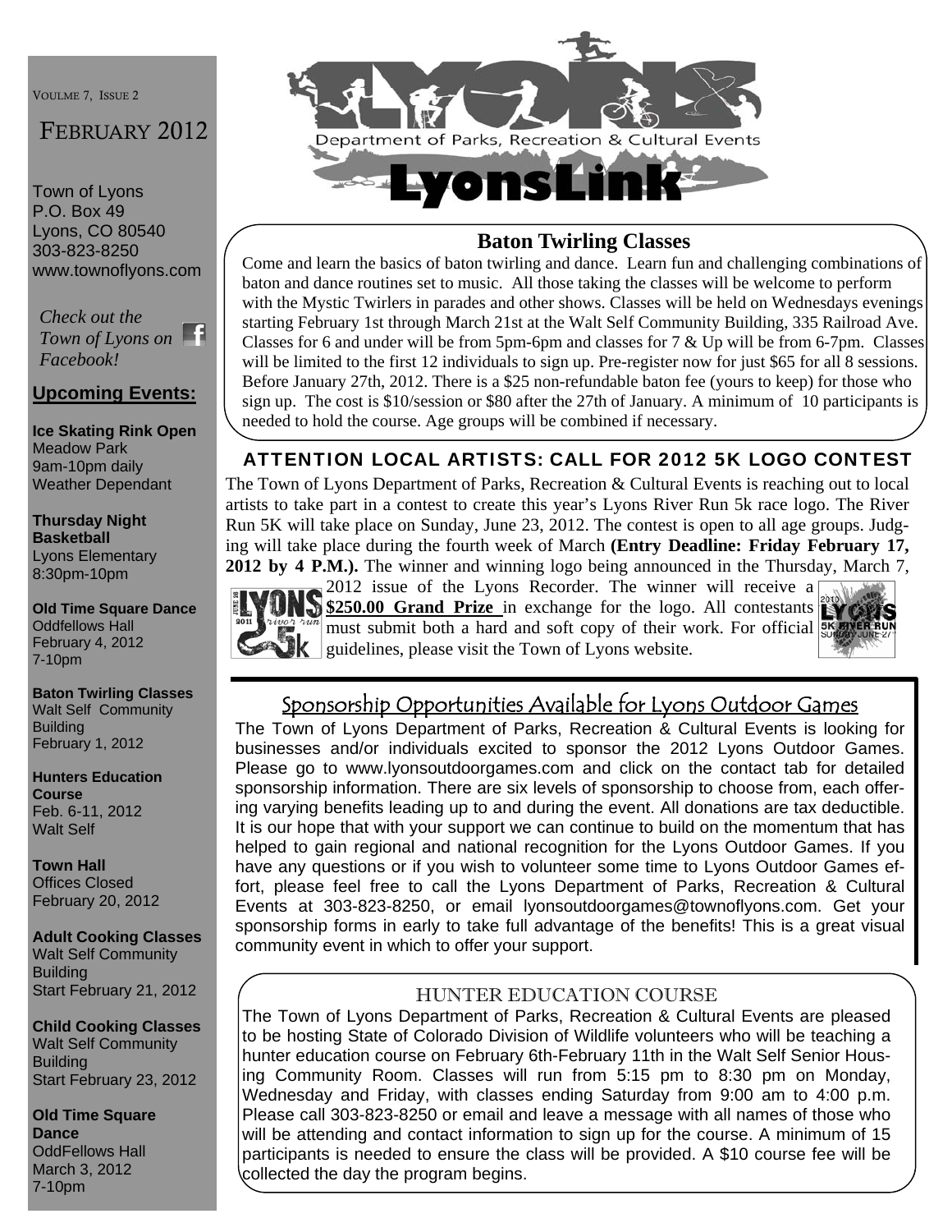VOULME 7, ISSUE 2

# FEBRUARY 2012

Town of Lyons
P.O. Box 49
Lyons, CO 80540
303-823-8250
www.townoflyons.com

*Check out the Town of Lyons on Facebook!*

## Upcoming Events:

**Ice Skating Rink Open**
Meadow Park
9am-10pm daily
Weather Dependant

**Thursday Night Basketball**
Lyons Elementary
8:30pm-10pm

**Old Time Square Dance**
Oddfellows Hall
February 4, 2012
7-10pm

**Baton Twirling Classes**
Walt Self Community Building
February 1, 2012

**Hunters Education Course**
Feb. 6-11, 2012
Walt Self

**Town Hall**
Offices Closed
February 20, 2012

**Adult Cooking Classes**
Walt Self Community Building
Start February 21, 2012

**Child Cooking Classes**
Walt Self Community Building
Start February 23, 2012

**Old Time Square Dance**
OddFellows Hall
March 3, 2012
7-10pm

# LYONS Department of Parks, Recreation & Cultural Events LyonsLink

## Baton Twirling Classes

Come and learn the basics of baton twirling and dance. Learn fun and challenging combinations of baton and dance routines set to music. All those taking the classes will be welcome to perform with the Mystic Twirlers in parades and other shows. Classes will be held on Wednesdays evenings starting February 1st through March 21st at the Walt Self Community Building, 335 Railroad Ave. Classes for 6 and under will be from 5pm-6pm and classes for 7 & Up will be from 6-7pm. Classes will be limited to the first 12 individuals to sign up. Pre-register now for just $65 for all 8 sessions. Before January 27th, 2012. There is a $25 non-refundable baton fee (yours to keep) for those who sign up. The cost is $10/session or $80 after the 27th of January. A minimum of 10 participants is needed to hold the course. Age groups will be combined if necessary.

## ATTENTION LOCAL ARTISTS: CALL FOR 2012 5K LOGO CONTEST

The Town of Lyons Department of Parks, Recreation & Cultural Events is reaching out to local artists to take part in a contest to create this year's Lyons River Run 5k race logo. The River Run 5K will take place on Sunday, June 23, 2012. The contest is open to all age groups. Judging will take place during the fourth week of March **(Entry Deadline: Friday February 17, 2012 by 4 P.M.).** The winner and winning logo being announced in the Thursday, March 7, 2012 issue of the Lyons Recorder. The winner will receive a **$250.00 Grand Prize** in exchange for the logo. All contestants must submit both a hard and soft copy of their work. For official guidelines, please visit the Town of Lyons website.

## Sponsorship Opportunities Available for Lyons Outdoor Games

The Town of Lyons Department of Parks, Recreation & Cultural Events is looking for businesses and/or individuals excited to sponsor the 2012 Lyons Outdoor Games. Please go to www.lyonsoutdoorgames.com and click on the contact tab for detailed sponsorship information. There are six levels of sponsorship to choose from, each offering varying benefits leading up to and during the event. All donations are tax deductible. It is our hope that with your support we can continue to build on the momentum that has helped to gain regional and national recognition for the Lyons Outdoor Games. If you have any questions or if you wish to volunteer some time to Lyons Outdoor Games effort, please feel free to call the Lyons Department of Parks, Recreation & Cultural Events at 303-823-8250, or email lyonsoutdoorgames@townoflyons.com. Get your sponsorship forms in early to take full advantage of the benefits! This is a great visual community event in which to offer your support.

## HUNTER EDUCATION COURSE

The Town of Lyons Department of Parks, Recreation & Cultural Events are pleased to be hosting State of Colorado Division of Wildlife volunteers who will be teaching a hunter education course on February 6th-February 11th in the Walt Self Senior Housing Community Room. Classes will run from 5:15 pm to 8:30 pm on Monday, Wednesday and Friday, with classes ending Saturday from 9:00 am to 4:00 p.m. Please call 303-823-8250 or email and leave a message with all names of those who will be attending and contact information to sign up for the course. A minimum of 15 participants is needed to ensure the class will be provided. A $10 course fee will be collected the day the program begins.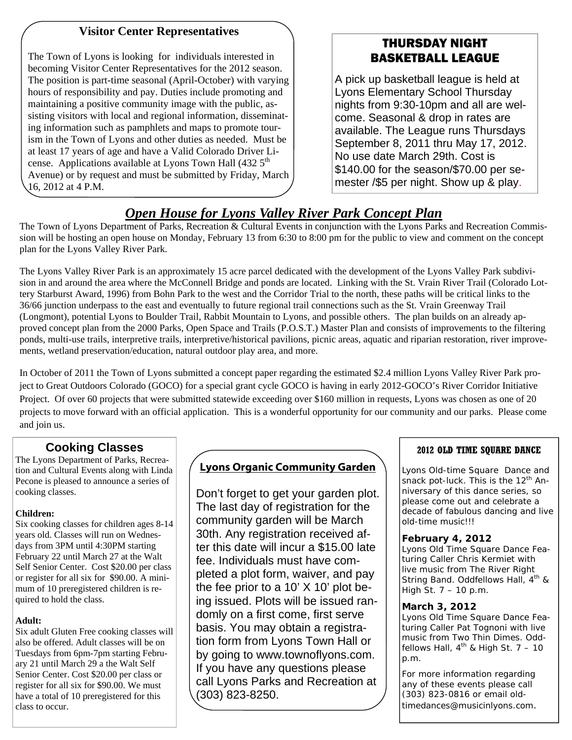## Visitor Center Representatives

The Town of Lyons is looking for individuals interested in becoming Visitor Center Representatives for the 2012 season. The position is part-time seasonal (April-October) with varying hours of responsibility and pay. Duties include promoting and maintaining a positive community image with the public, assisting visitors with local and regional information, disseminating information such as pamphlets and maps to promote tourism in the Town of Lyons and other duties as needed. Must be at least 17 years of age and have a Valid Colorado Driver License. Applications available at Lyons Town Hall (432 5th Avenue) or by request and must be submitted by Friday, March 16, 2012 at 4 P.M.

## THURSDAY NIGHT BASKETBALL LEAGUE

A pick up basketball league is held at Lyons Elementary School Thursday nights from 9:30-10pm and all are welcome. Seasonal & drop in rates are available. The League runs Thursdays September 8, 2011 thru May 17, 2012. No use date March 29th. Cost is $140.00 for the season/$70.00 per semester /$5 per night. Show up & play.

## *Open House for Lyons Valley River Park Concept Plan*

The Town of Lyons Department of Parks, Recreation & Cultural Events in conjunction with the Lyons Parks and Recreation Commission will be hosting an open house on Monday, February 13 from 6:30 to 8:00 pm for the public to view and comment on the concept plan for the Lyons Valley River Park.

The Lyons Valley River Park is an approximately 15 acre parcel dedicated with the development of the Lyons Valley Park subdivision in and around the area where the McConnell Bridge and ponds are located. Linking with the St. Vrain River Trail (Colorado Lottery Starburst Award, 1996) from Bohn Park to the west and the Corridor Trial to the north, these paths will be critical links to the 36/66 junction underpass to the east and eventually to future regional trail connections such as the St. Vrain Greenway Trail (Longmont), potential Lyons to Boulder Trail, Rabbit Mountain to Lyons, and possible others. The plan builds on an already approved concept plan from the 2000 Parks, Open Space and Trails (P.O.S.T.) Master Plan and consists of improvements to the filtering ponds, multi-use trails, interpretive trails, interpretive/historical pavilions, picnic areas, aquatic and riparian restoration, river improvements, wetland preservation/education, natural outdoor play area, and more.

In October of 2011 the Town of Lyons submitted a concept paper regarding the estimated $2.4 million Lyons Valley River Park project to Great Outdoors Colorado (GOCO) for a special grant cycle GOCO is having in early 2012-GOCO's River Corridor Initiative Project. Of over 60 projects that were submitted statewide exceeding over $160 million in requests, Lyons was chosen as one of 20 projects to move forward with an official application. This is a wonderful opportunity for our community and our parks. Please come and join us.

## Cooking Classes

The Lyons Department of Parks, Recreation and Cultural Events along with Linda Pecone is pleased to announce a series of cooking classes.

**Children:**
Six cooking classes for children ages 8-14 years old. Classes will run on Wednesdays from 3PM until 4:30PM starting February 22 until March 27 at the Walt Self Senior Center. Cost $20.00 per class or register for all six for $90.00. A minimum of 10 preregistered children is required to hold the class.

**Adult:**
Six adult Gluten Free cooking classes will also be offered. Adult classes will be on Tuesdays from 6pm-7pm starting February 21 until March 29 a the Walt Self Senior Center. Cost $20.00 per class or register for all six for $90.00. We must have a total of 10 preregistered for this class to occur.

## Lyons Organic Community Garden

Don't forget to get your garden plot. The last day of registration for the community garden will be March 30th. Any registration received after this date will incur a $15.00 late fee. Individuals must have completed a plot form, waiver, and pay the fee prior to a 10' X 10' plot being issued. Plots will be issued randomly on a first come, first serve basis. You may obtain a registration form from Lyons Town Hall or by going to www.townoflyons.com. If you have any questions please call Lyons Parks and Recreation at (303) 823-8250.

## 2012 OLD TIME SQUARE DANCE

Lyons Old-time Square Dance and snack pot-luck. This is the 12th Anniversary of this dance series, so please come out and celebrate a decade of fabulous dancing and live old-time music!!!

**February 4, 2012**
Lyons Old Time Square Dance Featuring Caller Chris Kermiet with live music from The River Right String Band. Oddfellows Hall, 4th & High St. 7 – 10 p.m.

**March 3, 2012**
Lyons Old Time Square Dance Featuring Caller Pat Tognoni with live music from Two Thin Dimes. Oddfellows Hall, 4th & High St. 7 – 10 p.m.

For more information regarding any of these events please call (303) 823-0816 or email oldtimedances@musicinlyons.com.